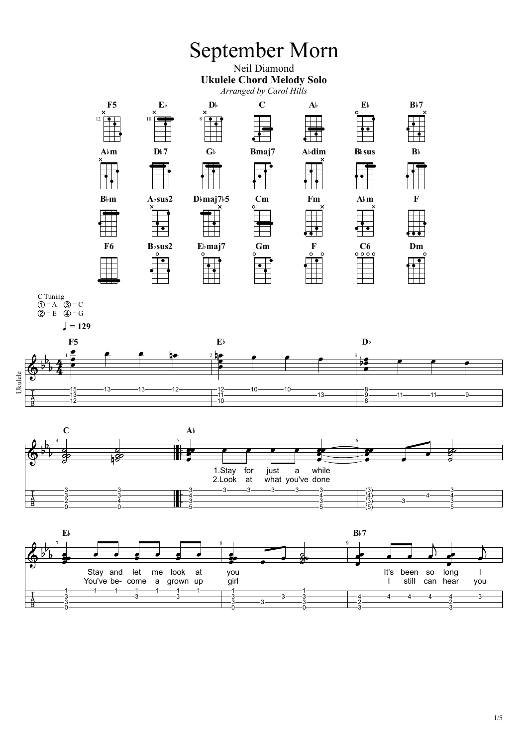# September Morn

Neil Diamond

**Ukulele Chord Melody Solo**

*Arranged by Carol Hills*

Chords: F5, E♭, D♭, C, A♭, E♭, B♭7, A♭m, D♭7, G♭, Bmaj7, A♭dim, B♭sus, B♭, B♭m, A♭sus2, D♭maj7♭5, Cm, Fm, A♭m, F, F6, B♭sus2, E♭maj7, Gm, F, C6, Dm

C Tuning
① = A ③ = C
② = E ④ = G

♩ = 129

Lyrics:

1.Stay for just a while
2.Look at what you've done

Stay and let me look at you
You've be- come a grown up girl

It's been so long I
I still can hear you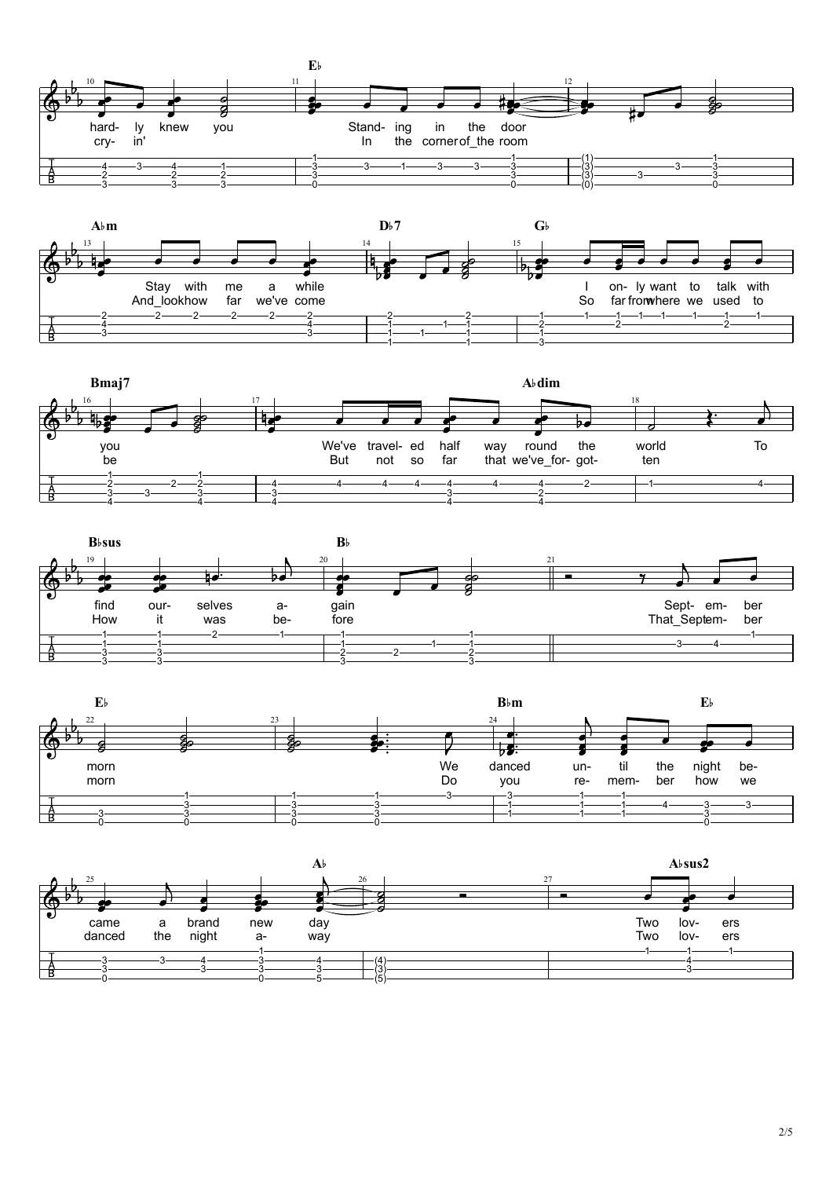E♭

hard- ly knew you / Stand- ing in the door
cry- in' / In the corner of_the room

A♭m / D♭7 / G♭

Stay with me a while / I on- ly want to talk with
And_look how far we've come / So far from where we used to

Bmaj7 / A♭dim

you / We've travel- ed half way round the world / To
be / But not so far that we've_for- got- ten

B♭sus / B♭

find our- selves a- gain / Sept- em- ber
How it was be- fore / That_Septem- ber

E♭ / B♭m / E♭

morn / We danced un- til the night be-
morn / Do you re- mem- ber how we

A♭ / A♭sus2

came a brand new day / Two lov- ers
danced the night a- way / Two lov- ers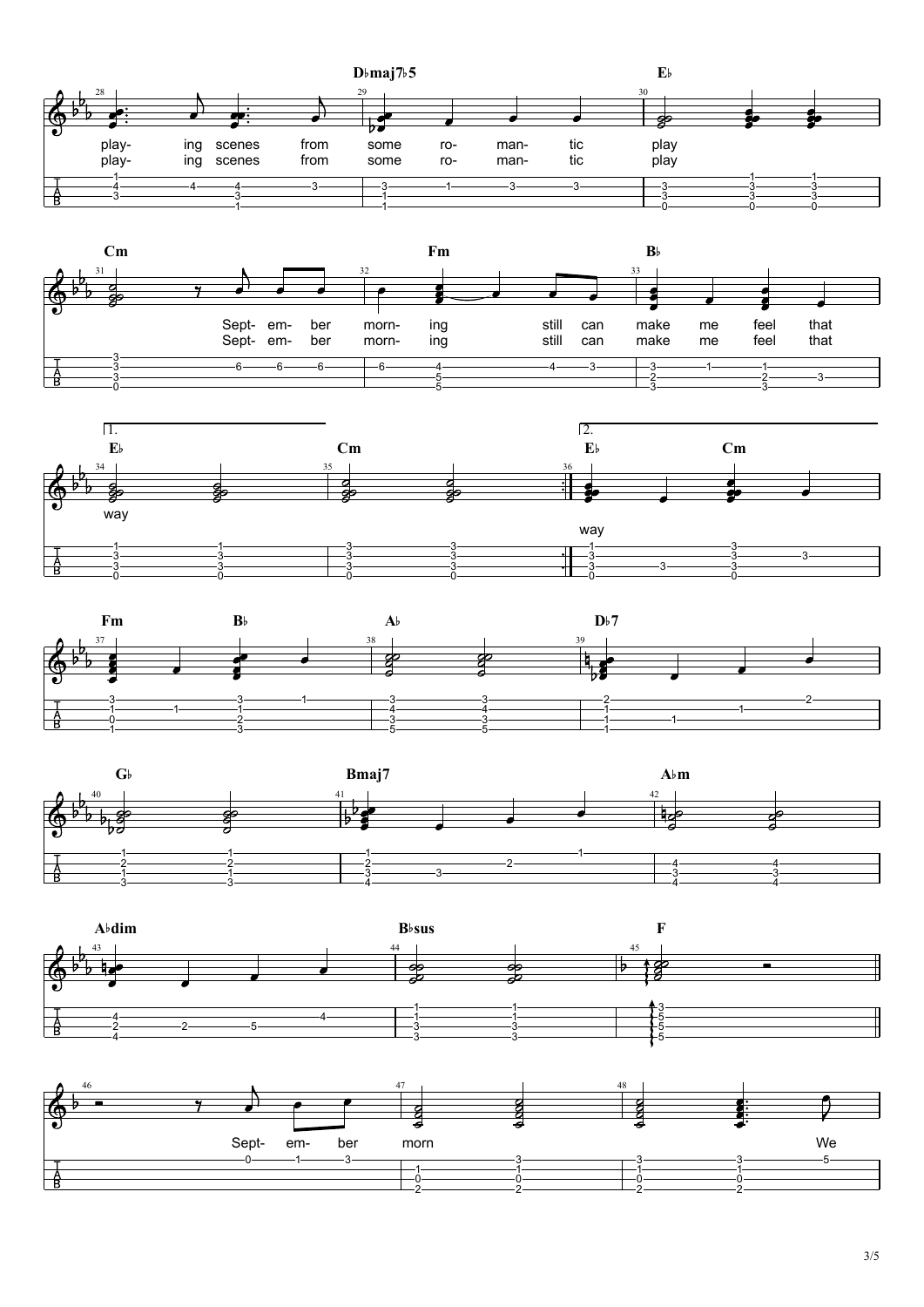Db maj7b5 | Eb

play- ing scenes from some ro- man- tic play

play- ing scenes from some ro- man- tic play

Cm | Fm | Bb

Sept- em- ber morn- ing still can make me feel that

Sept- em- ber morn- ing still can make me feel that

1. Eb | Cm | 2. Eb | Cm

way

way

Fm | Bb | Ab | Db7

Gb | Bmaj7 | Abm

Abdim | Bbsus | F

Sept- em- ber morn We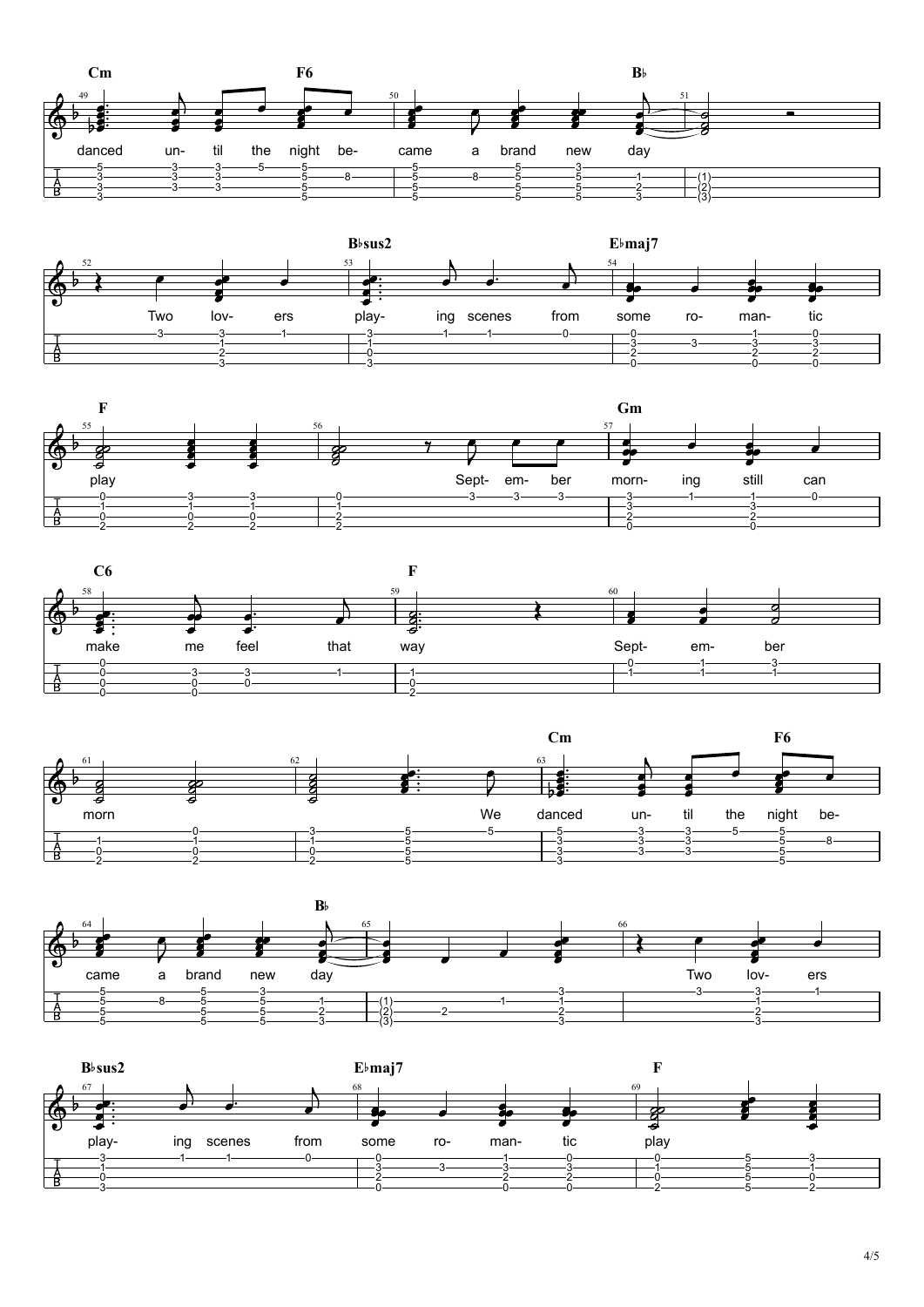Cm F6 B♭

49 50 51

danced un- til the night be- came a brand new day

B♭sus2 E♭maj7

52 53 54

Two lov- ers play- ing scenes from some ro- man- tic

F Gm

55 56 57

play Sept- em- ber morn- ing still can

C6 F

58 59 60

make me feel that way Sept- em- ber

Cm F6

61 62 63

morn We danced un- til the night be-

B♭

64 65 66

came a brand new day Two lov- ers

B♭sus2 E♭maj7 F

67 68 69

play- ing scenes from some ro- man- tic play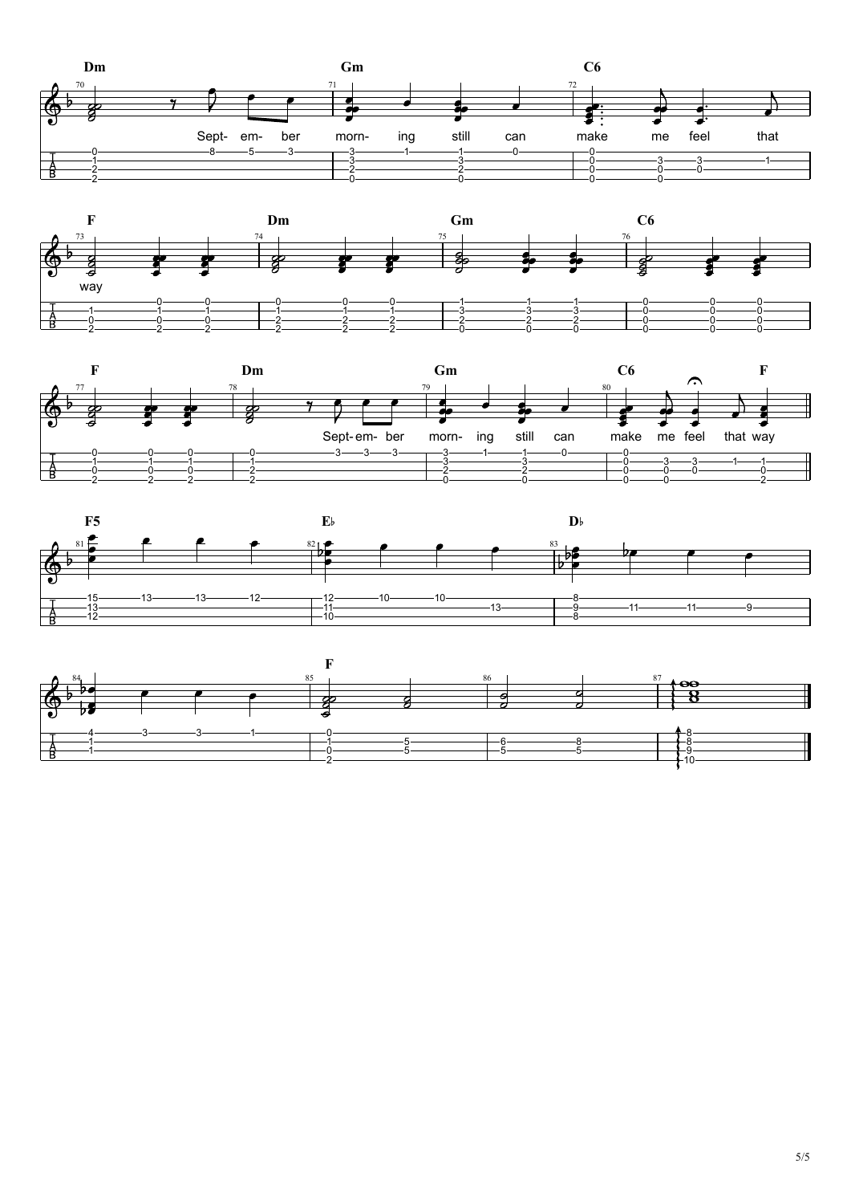Dm Gm C6

Sept- em- ber morn- ing still can make me feel that

F Dm Gm C6

way

F Dm Gm C6 F

Sept- em- ber morn- ing still can make me feel that way

F5 E♭ D♭

F